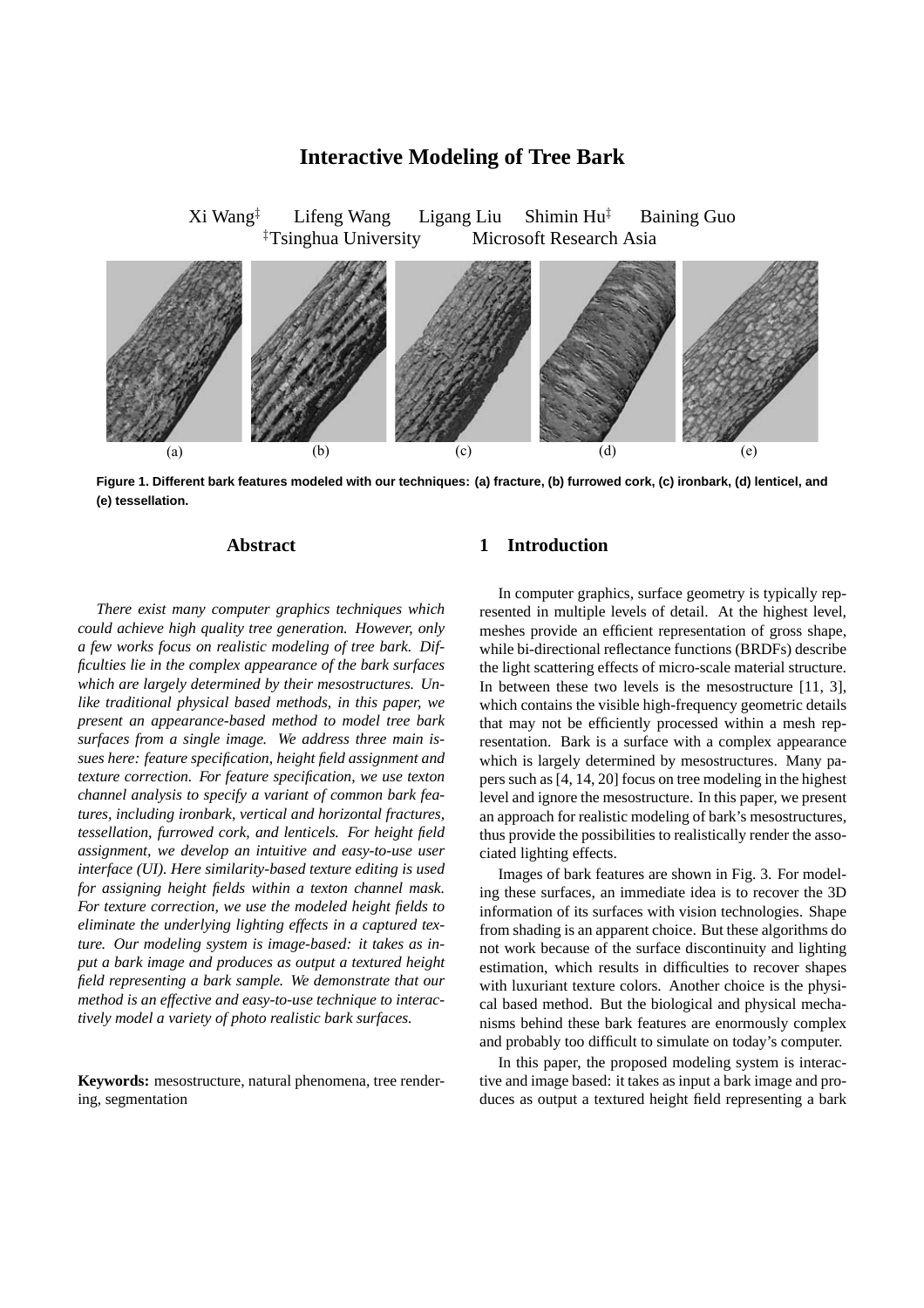# Interactive Modeling of Tree Bark

Xi Wang[‡] Lifeng Wang Ligang Liu Shimin Hu[‡] Baining Guo

[‡]Tsinghua University Microsoft Research Asia

(a) (b) (c) (d) (e)

**Figure 1. Different bark features modeled with our techniques: (a) fracture, (b) furrowed cork, (c) ironbark, (d) lenticel, and (e) tessellation.**

## Abstract

*There exist many computer graphics techniques which could achieve high quality tree generation. However, only a few works focus on realistic modeling of tree bark. Difficulties lie in the complex appearance of the bark surfaces which are largely determined by their mesostructures. Unlike traditional physical based methods, in this paper, we present an appearance-based method to model tree bark surfaces from a single image. We address three main issues here: feature specification, height field assignment and texture correction. For feature specification, we use texton channel analysis to specify a variant of common bark features, including ironbark, vertical and horizontal fractures, tessellation, furrowed cork, and lenticels. For height field assignment, we develop an intuitive and easy-to-use user interface (UI). Here similarity-based texture editing is used for assigning height fields within a texton channel mask. For texture correction, we use the modeled height fields to eliminate the underlying lighting effects in a captured texture. Our modeling system is image-based: it takes as input a bark image and produces as output a textured height field representing a bark sample. We demonstrate that our method is an effective and easy-to-use technique to interactively model a variety of photo realistic bark surfaces.*

**Keywords:** mesostructure, natural phenomena, tree rendering, segmentation

## 1 Introduction

In computer graphics, surface geometry is typically represented in multiple levels of detail. At the highest level, meshes provide an efficient representation of gross shape, while bi-directional reflectance functions (BRDFs) describe the light scattering effects of micro-scale material structure. In between these two levels is the mesostructure [11, 3], which contains the visible high-frequency geometric details that may not be efficiently processed within a mesh representation. Bark is a surface with a complex appearance which is largely determined by mesostructures. Many papers such as [4, 14, 20] focus on tree modeling in the highest level and ignore the mesostructure. In this paper, we present an approach for realistic modeling of bark's mesostructures, thus provide the possibilities to realistically render the associated lighting effects.

Images of bark features are shown in Fig. 3. For modeling these surfaces, an immediate idea is to recover the 3D information of its surfaces with vision technologies. Shape from shading is an apparent choice. But these algorithms do not work because of the surface discontinuity and lighting estimation, which results in difficulties to recover shapes with luxuriant texture colors. Another choice is the physical based method. But the biological and physical mechanisms behind these bark features are enormously complex and probably too difficult to simulate on today's computer.

In this paper, the proposed modeling system is interactive and image based: it takes as input a bark image and produces as output a textured height field representing a bark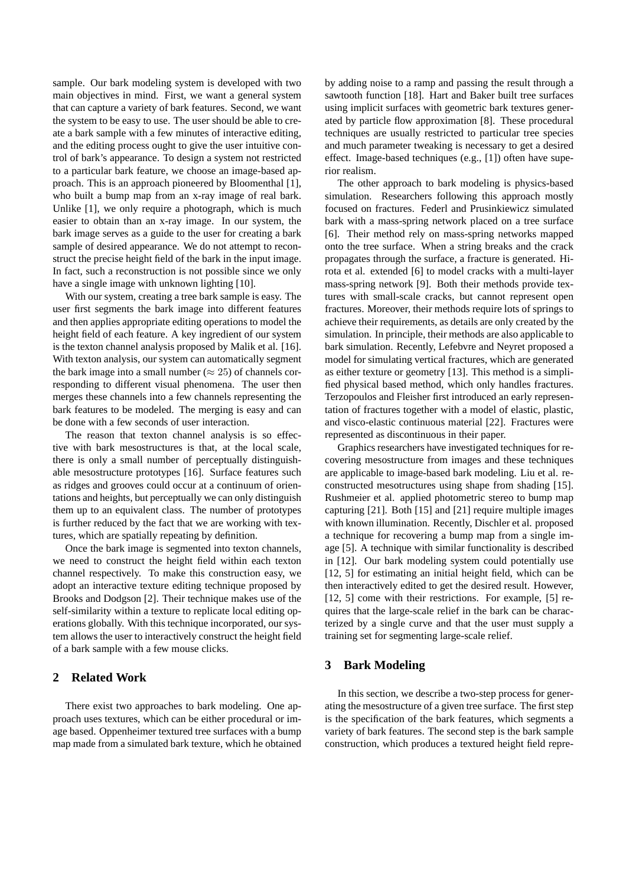sample. Our bark modeling system is developed with two main objectives in mind. First, we want a general system that can capture a variety of bark features. Second, we want the system to be easy to use. The user should be able to create a bark sample with a few minutes of interactive editing, and the editing process ought to give the user intuitive control of bark's appearance. To design a system not restricted to a particular bark feature, we choose an image-based approach. This is an approach pioneered by Bloomenthal [1], who built a bump map from an x-ray image of real bark. Unlike [1], we only require a photograph, which is much easier to obtain than an x-ray image. In our system, the bark image serves as a guide to the user for creating a bark sample of desired appearance. We do not attempt to reconstruct the precise height field of the bark in the input image. In fact, such a reconstruction is not possible since we only have a single image with unknown lighting [10].

With our system, creating a tree bark sample is easy. The user first segments the bark image into different features and then applies appropriate editing operations to model the height field of each feature. A key ingredient of our system is the texton channel analysis proposed by Malik et al. [16]. With texton analysis, our system can automatically segment the bark image into a small number ($\approx 25$) of channels corresponding to different visual phenomena. The user then merges these channels into a few channels representing the bark features to be modeled. The merging is easy and can be done with a few seconds of user interaction.

The reason that texton channel analysis is so effective with bark mesostructures is that, at the local scale, there is only a small number of perceptually distinguishable mesostructure prototypes [16]. Surface features such as ridges and grooves could occur at a continuum of orientations and heights, but perceptually we can only distinguish them up to an equivalent class. The number of prototypes is further reduced by the fact that we are working with textures, which are spatially repeating by definition.

Once the bark image is segmented into texton channels, we need to construct the height field within each texton channel respectively. To make this construction easy, we adopt an interactive texture editing technique proposed by Brooks and Dodgson [2]. Their technique makes use of the self-similarity within a texture to replicate local editing operations globally. With this technique incorporated, our system allows the user to interactively construct the height field of a bark sample with a few mouse clicks.

## 2 Related Work

There exist two approaches to bark modeling. One approach uses textures, which can be either procedural or image based. Oppenheimer textured tree surfaces with a bump map made from a simulated bark texture, which he obtained by adding noise to a ramp and passing the result through a sawtooth function [18]. Hart and Baker built tree surfaces using implicit surfaces with geometric bark textures generated by particle flow approximation [8]. These procedural techniques are usually restricted to particular tree species and much parameter tweaking is necessary to get a desired effect. Image-based techniques (e.g., [1]) often have superior realism.

The other approach to bark modeling is physics-based simulation. Researchers following this approach mostly focused on fractures. Federl and Prusinkiewicz simulated bark with a mass-spring network placed on a tree surface [6]. Their method rely on mass-spring networks mapped onto the tree surface. When a string breaks and the crack propagates through the surface, a fracture is generated. Hirota et al. extended [6] to model cracks with a multi-layer mass-spring network [9]. Both their methods provide textures with small-scale cracks, but cannot represent open fractures. Moreover, their methods require lots of springs to achieve their requirements, as details are only created by the simulation. In principle, their methods are also applicable to bark simulation. Recently, Lefebvre and Neyret proposed a model for simulating vertical fractures, which are generated as either texture or geometry [13]. This method is a simplified physical based method, which only handles fractures. Terzopoulos and Fleisher first introduced an early representation of fractures together with a model of elastic, plastic, and visco-elastic continuous material [22]. Fractures were represented as discontinuous in their paper.

Graphics researchers have investigated techniques for recovering mesostructure from images and these techniques are applicable to image-based bark modeling. Liu et al. reconstructed mesotructures using shape from shading [15]. Rushmeier et al. applied photometric stereo to bump map capturing [21]. Both [15] and [21] require multiple images with known illumination. Recently, Dischler et al. proposed a technique for recovering a bump map from a single image [5]. A technique with similar functionality is described in [12]. Our bark modeling system could potentially use [12, 5] for estimating an initial height field, which can be then interactively edited to get the desired result. However, [12, 5] come with their restrictions. For example, [5] requires that the large-scale relief in the bark can be characterized by a single curve and that the user must supply a training set for segmenting large-scale relief.

## 3 Bark Modeling

In this section, we describe a two-step process for generating the mesostructure of a given tree surface. The first step is the specification of the bark features, which segments a variety of bark features. The second step is the bark sample construction, which produces a textured height field repre-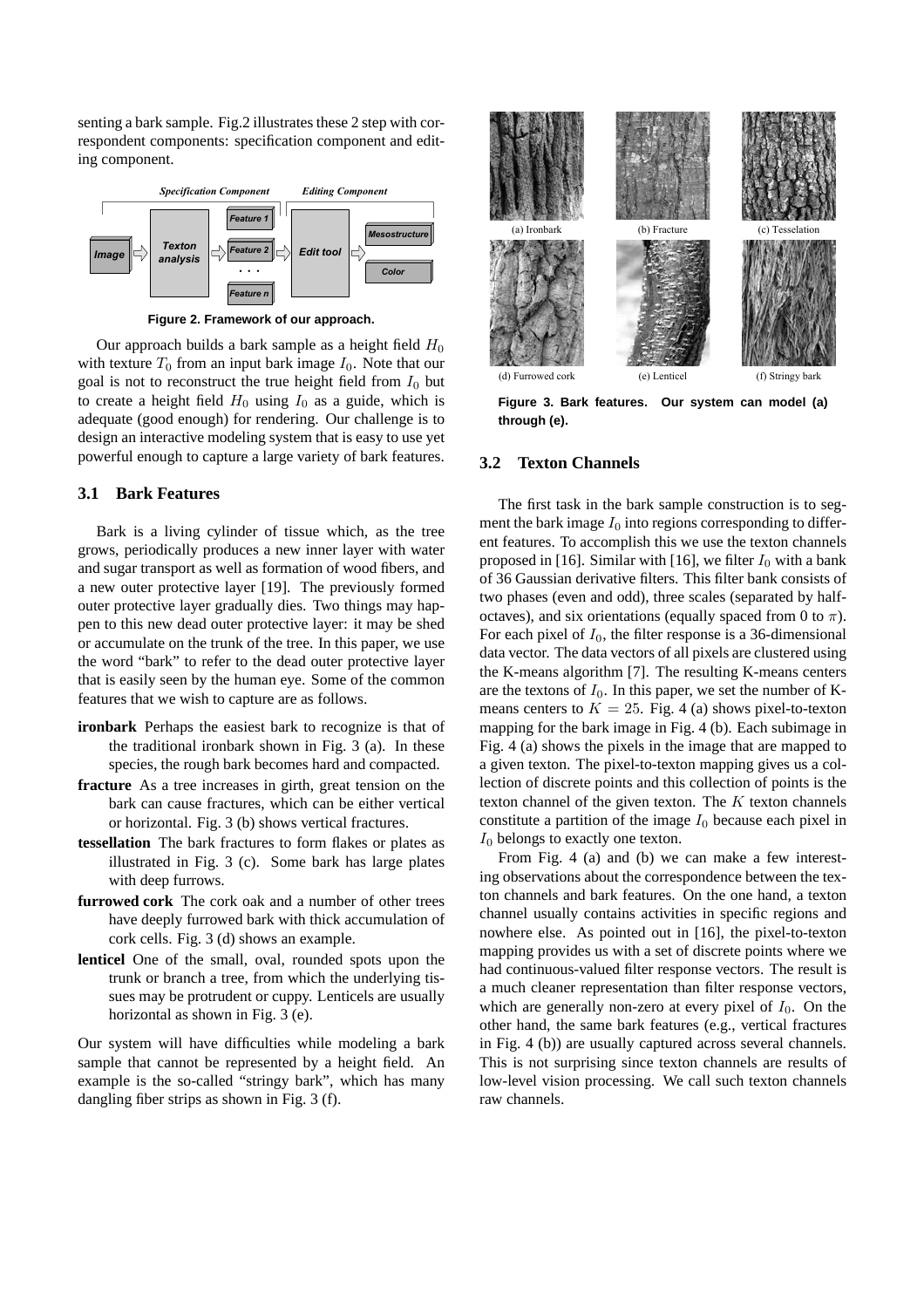senting a bark sample. Fig.2 illustrates these 2 step with correspondent components: specification component and editing component.

Figure 2. Framework of our approach.

Our approach builds a bark sample as a height field $H_0$ with texture $T_0$ from an input bark image $I_0$. Note that our goal is not to reconstruct the true height field from $I_0$ but to create a height field $H_0$ using $I_0$ as a guide, which is adequate (good enough) for rendering. Our challenge is to design an interactive modeling system that is easy to use yet powerful enough to capture a large variety of bark features.

### 3.1 Bark Features

Bark is a living cylinder of tissue which, as the tree grows, periodically produces a new inner layer with water and sugar transport as well as formation of wood fibers, and a new outer protective layer [19]. The previously formed outer protective layer gradually dies. Two things may happen to this new dead outer protective layer: it may be shed or accumulate on the trunk of the tree. In this paper, we use the word "bark" to refer to the dead outer protective layer that is easily seen by the human eye. Some of the common features that we wish to capture are as follows.

**ironbark** Perhaps the easiest bark to recognize is that of the traditional ironbark shown in Fig. 3 (a). In these species, the rough bark becomes hard and compacted.

**fracture** As a tree increases in girth, great tension on the bark can cause fractures, which can be either vertical or horizontal. Fig. 3 (b) shows vertical fractures.

**tessellation** The bark fractures to form flakes or plates as illustrated in Fig. 3 (c). Some bark has large plates with deep furrows.

**furrowed cork** The cork oak and a number of other trees have deeply furrowed bark with thick accumulation of cork cells. Fig. 3 (d) shows an example.

**lenticel** One of the small, oval, rounded spots upon the trunk or branch a tree, from which the underlying tissues may be protrudent or cuppy. Lenticels are usually horizontal as shown in Fig. 3 (e).

Our system will have difficulties while modeling a bark sample that cannot be represented by a height field. An example is the so-called "stringy bark", which has many dangling fiber strips as shown in Fig. 3 (f).

(a) Ironbark (b) Fracture (c) Tesselation (d) Furrowed cork (e) Lenticel (f) Stringy bark

Figure 3. Bark features. Our system can model (a) through (e).

### 3.2 Texton Channels

The first task in the bark sample construction is to segment the bark image $I_0$ into regions corresponding to different features. To accomplish this we use the texton channels proposed in [16]. Similar with [16], we filter $I_0$ with a bank of 36 Gaussian derivative filters. This filter bank consists of two phases (even and odd), three scales (separated by half-octaves), and six orientations (equally spaced from 0 to $\pi$). For each pixel of $I_0$, the filter response is a 36-dimensional data vector. The data vectors of all pixels are clustered using the K-means algorithm [7]. The resulting K-means centers are the textons of $I_0$. In this paper, we set the number of K-means centers to $K = 25$. Fig. 4 (a) shows pixel-to-texton mapping for the bark image in Fig. 4 (b). Each subimage in Fig. 4 (a) shows the pixels in the image that are mapped to a given texton. The pixel-to-texton mapping gives us a collection of discrete points and this collection of points is the texton channel of the given texton. The $K$ texton channels constitute a partition of the image $I_0$ because each pixel in $I_0$ belongs to exactly one texton.

From Fig. 4 (a) and (b) we can make a few interesting observations about the correspondence between the texton channels and bark features. On the one hand, a texton channel usually contains activities in specific regions and nowhere else. As pointed out in [16], the pixel-to-texton mapping provides us with a set of discrete points where we had continuous-valued filter response vectors. The result is a much cleaner representation than filter response vectors, which are generally non-zero at every pixel of $I_0$. On the other hand, the same bark features (e.g., vertical fractures in Fig. 4 (b)) are usually captured across several channels. This is not surprising since texton channels are results of low-level vision processing. We call such texton channels raw channels.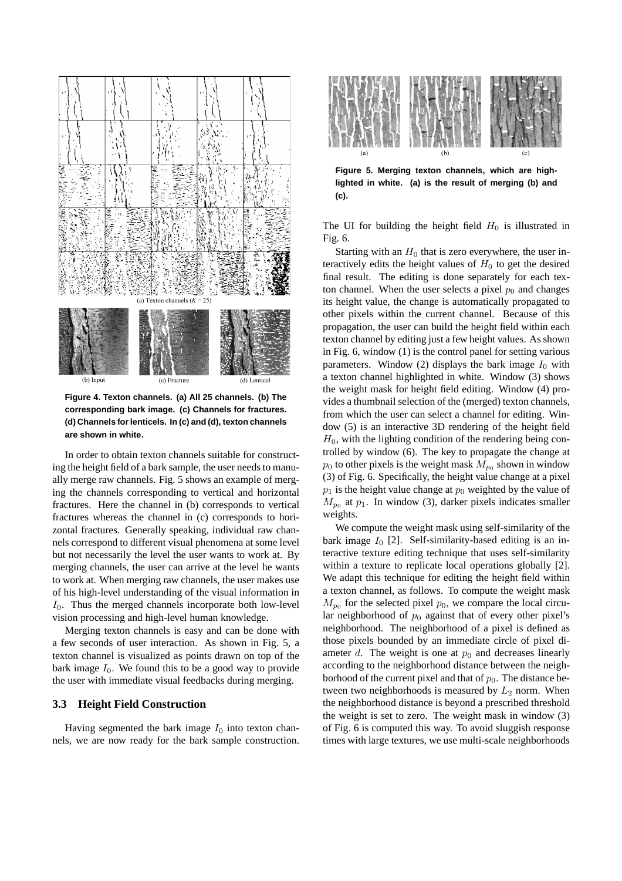(a) Texton channels ($K = 25$)

(b) Input (c) Fracture (d) Lenticel

**Figure 4. Texton channels. (a) All 25 channels. (b) The corresponding bark image. (c) Channels for fractures. (d) Channels for lenticels. In (c) and (d), texton channels are shown in white.**

In order to obtain texton channels suitable for constructing the height field of a bark sample, the user needs to manually merge raw channels. Fig. 5 shows an example of merging the channels corresponding to vertical and horizontal fractures. Here the channel in (b) corresponds to vertical fractures whereas the channel in (c) corresponds to horizontal fractures. Generally speaking, individual raw channels correspond to different visual phenomena at some level but not necessarily the level the user wants to work at. By merging channels, the user can arrive at the level he wants to work at. When merging raw channels, the user makes use of his high-level understanding of the visual information in $I_0$. Thus the merged channels incorporate both low-level vision processing and high-level human knowledge.

Merging texton channels is easy and can be done with a few seconds of user interaction. As shown in Fig. 5, a texton channel is visualized as points drawn on top of the bark image $I_0$. We found this to be a good way to provide the user with immediate visual feedbacks during merging.

### 3.3 Height Field Construction

Having segmented the bark image $I_0$ into texton channels, we are now ready for the bark sample construction.

(a) (b) (c)

**Figure 5. Merging texton channels, which are highlighted in white. (a) is the result of merging (b) and (c).**

The UI for building the height field $H_0$ is illustrated in Fig. 6.

Starting with an $H_0$ that is zero everywhere, the user interactively edits the height values of $H_0$ to get the desired final result. The editing is done separately for each texton channel. When the user selects a pixel $p_0$ and changes its height value, the change is automatically propagated to other pixels within the current channel. Because of this propagation, the user can build the height field within each texton channel by editing just a few height values. As shown in Fig. 6, window (1) is the control panel for setting various parameters. Window (2) displays the bark image $I_0$ with a texton channel highlighted in white. Window (3) shows the weight mask for height field editing. Window (4) provides a thumbnail selection of the (merged) texton channels, from which the user can select a channel for editing. Window (5) is an interactive 3D rendering of the height field $H_0$, with the lighting condition of the rendering being controlled by window (6). The key to propagate the change at $p_0$ to other pixels is the weight mask $M_{p_0}$ shown in window (3) of Fig. 6. Specifically, the height value change at a pixel $p_1$ is the height value change at $p_0$ weighted by the value of $M_{p_0}$ at $p_1$. In window (3), darker pixels indicates smaller weights.

We compute the weight mask using self-similarity of the bark image $I_0$ [2]. Self-similarity-based editing is an interactive texture editing technique that uses self-similarity within a texture to replicate local operations globally [2]. We adapt this technique for editing the height field within a texton channel, as follows. To compute the weight mask $M_{p_0}$ for the selected pixel $p_0$, we compare the local circular neighborhood of $p_0$ against that of every other pixel's neighborhood. The neighborhood of a pixel is defined as those pixels bounded by an immediate circle of pixel diameter $d$. The weight is one at $p_0$ and decreases linearly according to the neighborhood distance between the neighborhood of the current pixel and that of $p_0$. The distance between two neighborhoods is measured by $L_2$ norm. When the neighborhood distance is beyond a prescribed threshold the weight is set to zero. The weight mask in window (3) of Fig. 6 is computed this way. To avoid sluggish response times with large textures, we use multi-scale neighborhoods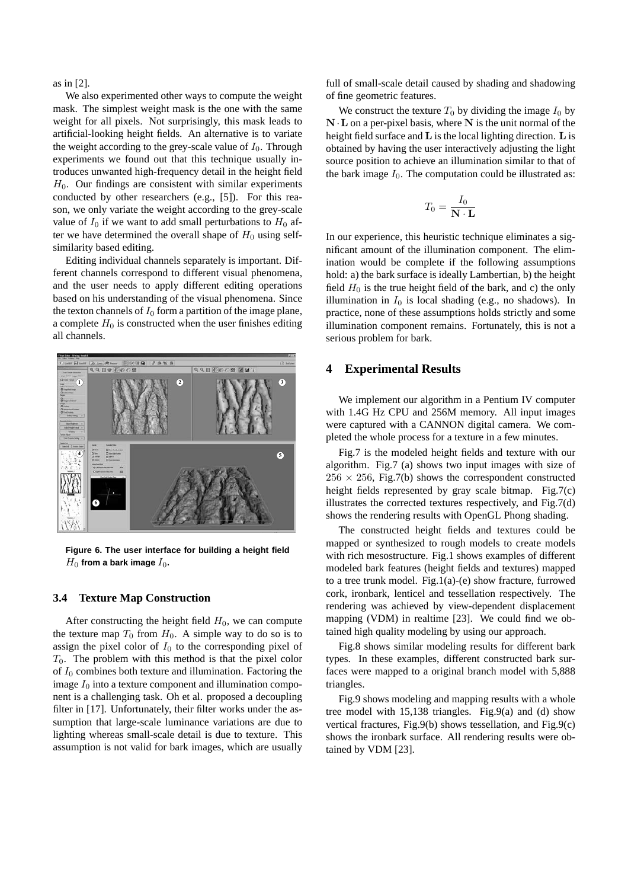as in [2].

We also experimented other ways to compute the weight mask. The simplest weight mask is the one with the same weight for all pixels. Not surprisingly, this mask leads to artificial-looking height fields. An alternative is to variate the weight according to the grey-scale value of $I_0$. Through experiments we found out that this technique usually introduces unwanted high-frequency detail in the height field $H_0$. Our findings are consistent with similar experiments conducted by other researchers (e.g., [5]). For this reason, we only variate the weight according to the grey-scale value of $I_0$ if we want to add small perturbations to $H_0$ after we have determined the overall shape of $H_0$ using self-similarity based editing.

Editing individual channels separately is important. Different channels correspond to different visual phenomena, and the user needs to apply different editing operations based on his understanding of the visual phenomena. Since the texton channels of $I_0$ form a partition of the image plane, a complete $H_0$ is constructed when the user finishes editing all channels.

**Figure 6. The user interface for building a height field $H_0$ from a bark image $I_0$.**

### 3.4 Texture Map Construction

After constructing the height field $H_0$, we can compute the texture map $T_0$ from $H_0$. A simple way to do so is to assign the pixel color of $I_0$ to the corresponding pixel of $T_0$. The problem with this method is that the pixel color of $I_0$ combines both texture and illumination. Factoring the image $I_0$ into a texture component and illumination component is a challenging task. Oh et al. proposed a decoupling filter in [17]. Unfortunately, their filter works under the assumption that large-scale luminance variations are due to lighting whereas small-scale detail is due to texture. This assumption is not valid for bark images, which are usually full of small-scale detail caused by shading and shadowing of fine geometric features.

We construct the texture $T_0$ by dividing the image $I_0$ by $\mathbf{N} \cdot \mathbf{L}$ on a per-pixel basis, where $\mathbf{N}$ is the unit normal of the height field surface and $\mathbf{L}$ is the local lighting direction. $\mathbf{L}$ is obtained by having the user interactively adjusting the light source position to achieve an illumination similar to that of the bark image $I_0$. The computation could be illustrated as:

$$T_0 = \frac{I_0}{\mathbf{N} \cdot \mathbf{L}}$$

In our experience, this heuristic technique eliminates a significant amount of the illumination component. The elimination would be complete if the following assumptions hold: a) the bark surface is ideally Lambertian, b) the height field $H_0$ is the true height field of the bark, and c) the only illumination in $I_0$ is local shading (e.g., no shadows). In practice, none of these assumptions holds strictly and some illumination component remains. Fortunately, this is not a serious problem for bark.

## 4 Experimental Results

We implement our algorithm in a Pentium IV computer with 1.4G Hz CPU and 256M memory. All input images were captured with a CANNON digital camera. We completed the whole process for a texture in a few minutes.

Fig.7 is the modeled height fields and texture with our algorithm. Fig.7 (a) shows two input images with size of $256 \times 256$, Fig.7(b) shows the correspondent constructed height fields represented by gray scale bitmap. Fig.7(c) illustrates the corrected textures respectively, and Fig.7(d) shows the rendering results with OpenGL Phong shading.

The constructed height fields and textures could be mapped or synthesized to rough models to create models with rich mesostructure. Fig.1 shows examples of different modeled bark features (height fields and textures) mapped to a tree trunk model. Fig.1(a)-(e) show fracture, furrowed cork, ironbark, lenticel and tessellation respectively. The rendering was achieved by view-dependent displacement mapping (VDM) in realtime [23]. We could find we obtained high quality modeling by using our approach.

Fig.8 shows similar modeling results for different bark types. In these examples, different constructed bark surfaces were mapped to a original branch model with 5,888 triangles.

Fig.9 shows modeling and mapping results with a whole tree model with 15,138 triangles. Fig.9(a) and (d) show vertical fractures, Fig.9(b) shows tessellation, and Fig.9(c) shows the ironbark surface. All rendering results were obtained by VDM [23].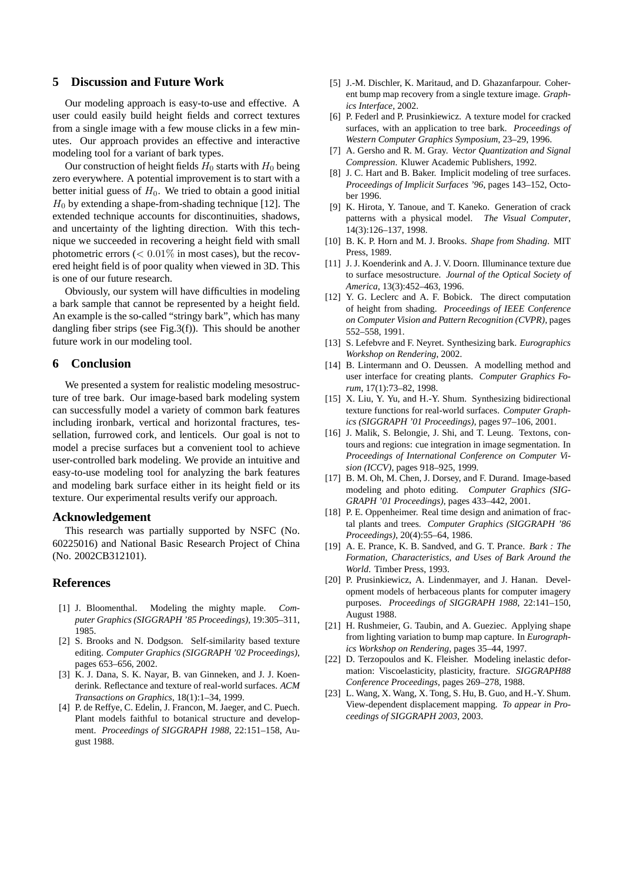## 5 Discussion and Future Work

Our modeling approach is easy-to-use and effective. A user could easily build height fields and correct textures from a single image with a few mouse clicks in a few minutes. Our approach provides an effective and interactive modeling tool for a variant of bark types.

Our construction of height fields $H_0$ starts with $H_0$ being zero everywhere. A potential improvement is to start with a better initial guess of $H_0$. We tried to obtain a good initial $H_0$ by extending a shape-from-shading technique [12]. The extended technique accounts for discontinuities, shadows, and uncertainty of the lighting direction. With this technique we succeeded in recovering a height field with small photometric errors ($< 0.01\%$ in most cases), but the recovered height field is of poor quality when viewed in 3D. This is one of our future research.

Obviously, our system will have difficulties in modeling a bark sample that cannot be represented by a height field. An example is the so-called "stringy bark", which has many dangling fiber strips (see Fig.3(f)). This should be another future work in our modeling tool.

## 6 Conclusion

We presented a system for realistic modeling mesostructure of tree bark. Our image-based bark modeling system can successfully model a variety of common bark features including ironbark, vertical and horizontal fractures, tessellation, furrowed cork, and lenticels. Our goal is not to model a precise surfaces but a convenient tool to achieve user-controlled bark modeling. We provide an intuitive and easy-to-use modeling tool for analyzing the bark features and modeling bark surface either in its height field or its texture. Our experimental results verify our approach.

### Acknowledgement

This research was partially supported by NSFC (No. 60225016) and National Basic Research Project of China (No. 2002CB312101).

## References

[1] J. Bloomenthal. Modeling the mighty maple. *Computer Graphics (SIGGRAPH '85 Proceedings)*, 19:305–311, 1985.

[2] S. Brooks and N. Dodgson. Self-similarity based texture editing. *Computer Graphics (SIGGRAPH '02 Proceedings)*, pages 653–656, 2002.

[3] K. J. Dana, S. K. Nayar, B. van Ginneken, and J. J. Koenderink. Reflectance and texture of real-world surfaces. *ACM Transactions on Graphics*, 18(1):1–34, 1999.

[4] P. de Reffye, C. Edelin, J. Francon, M. Jaeger, and C. Puech. Plant models faithful to botanical structure and development. *Proceedings of SIGGRAPH 1988*, 22:151–158, August 1988.

[5] J.-M. Dischler, K. Maritaud, and D. Ghazanfarpour. Coherent bump map recovery from a single texture image. *Graphics Interface*, 2002.

[6] P. Federl and P. Prusinkiewicz. A texture model for cracked surfaces, with an application to tree bark. *Proceedings of Western Computer Graphics Symposium*, 23–29, 1996.

[7] A. Gersho and R. M. Gray. *Vector Quantization and Signal Compression*. Kluwer Academic Publishers, 1992.

[8] J. C. Hart and B. Baker. Implicit modeling of tree surfaces. *Proceedings of Implicit Surfaces '96*, pages 143–152, October 1996.

[9] K. Hirota, Y. Tanoue, and T. Kaneko. Generation of crack patterns with a physical model. *The Visual Computer*, 14(3):126–137, 1998.

[10] B. K. P. Horn and M. J. Brooks. *Shape from Shading*. MIT Press, 1989.

[11] J. J. Koenderink and A. J. V. Doorn. Illuminance texture due to surface mesostructure. *Journal of the Optical Society of America*, 13(3):452–463, 1996.

[12] Y. G. Leclerc and A. F. Bobick. The direct computation of height from shading. *Proceedings of IEEE Conference on Computer Vision and Pattern Recognition (CVPR)*, pages 552–558, 1991.

[13] S. Lefebvre and F. Neyret. Synthesizing bark. *Eurographics Workshop on Rendering*, 2002.

[14] B. Lintermann and O. Deussen. A modelling method and user interface for creating plants. *Computer Graphics Forum*, 17(1):73–82, 1998.

[15] X. Liu, Y. Yu, and H.-Y. Shum. Synthesizing bidirectional texture functions for real-world surfaces. *Computer Graphics (SIGGRAPH '01 Proceedings)*, pages 97–106, 2001.

[16] J. Malik, S. Belongie, J. Shi, and T. Leung. Textons, contours and regions: cue integration in image segmentation. In *Proceedings of International Conference on Computer Vision (ICCV)*, pages 918–925, 1999.

[17] B. M. Oh, M. Chen, J. Dorsey, and F. Durand. Image-based modeling and photo editing. *Computer Graphics (SIGGRAPH '01 Proceedings)*, pages 433–442, 2001.

[18] P. E. Oppenheimer. Real time design and animation of fractal plants and trees. *Computer Graphics (SIGGRAPH '86 Proceedings)*, 20(4):55–64, 1986.

[19] A. E. Prance, K. B. Sandved, and G. T. Prance. *Bark : The Formation, Characteristics, and Uses of Bark Around the World*. Timber Press, 1993.

[20] P. Prusinkiewicz, A. Lindenmayer, and J. Hanan. Development models of herbaceous plants for computer imagery purposes. *Proceedings of SIGGRAPH 1988*, 22:141–150, August 1988.

[21] H. Rushmeier, G. Taubin, and A. Gueziec. Applying shape from lighting variation to bump map capture. In *Eurographics Workshop on Rendering*, pages 35–44, 1997.

[22] D. Terzopoulos and K. Fleisher. Modeling inelastic deformation: Viscoelasticity, plasticity, fracture. *SIGGRAPH88 Conference Proceedings*, pages 269–278, 1988.

[23] L. Wang, X. Wang, X. Tong, S. Hu, B. Guo, and H.-Y. Shum. View-dependent displacement mapping. *To appear in Proceedings of SIGGRAPH 2003*, 2003.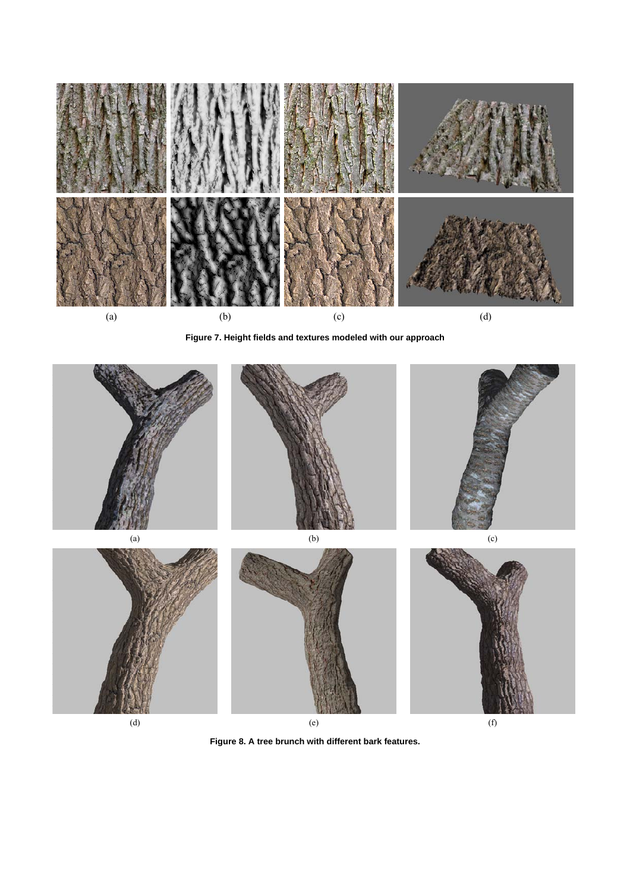(a) (b) (c) (d)

**Figure 7. Height fields and textures modeled with our approach**

(a) (b) (c)

(d) (e) (f)

**Figure 8. A tree brunch with different bark features.**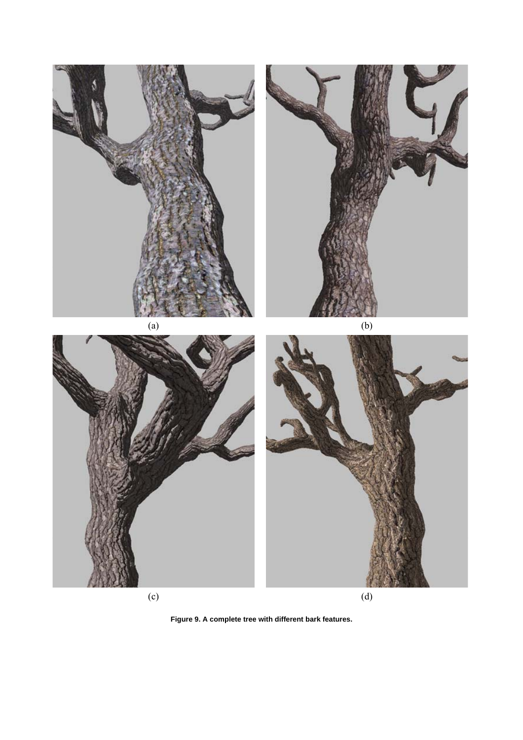(a)

(b)

(c)

(d)

**Figure 9. A complete tree with different bark features.**